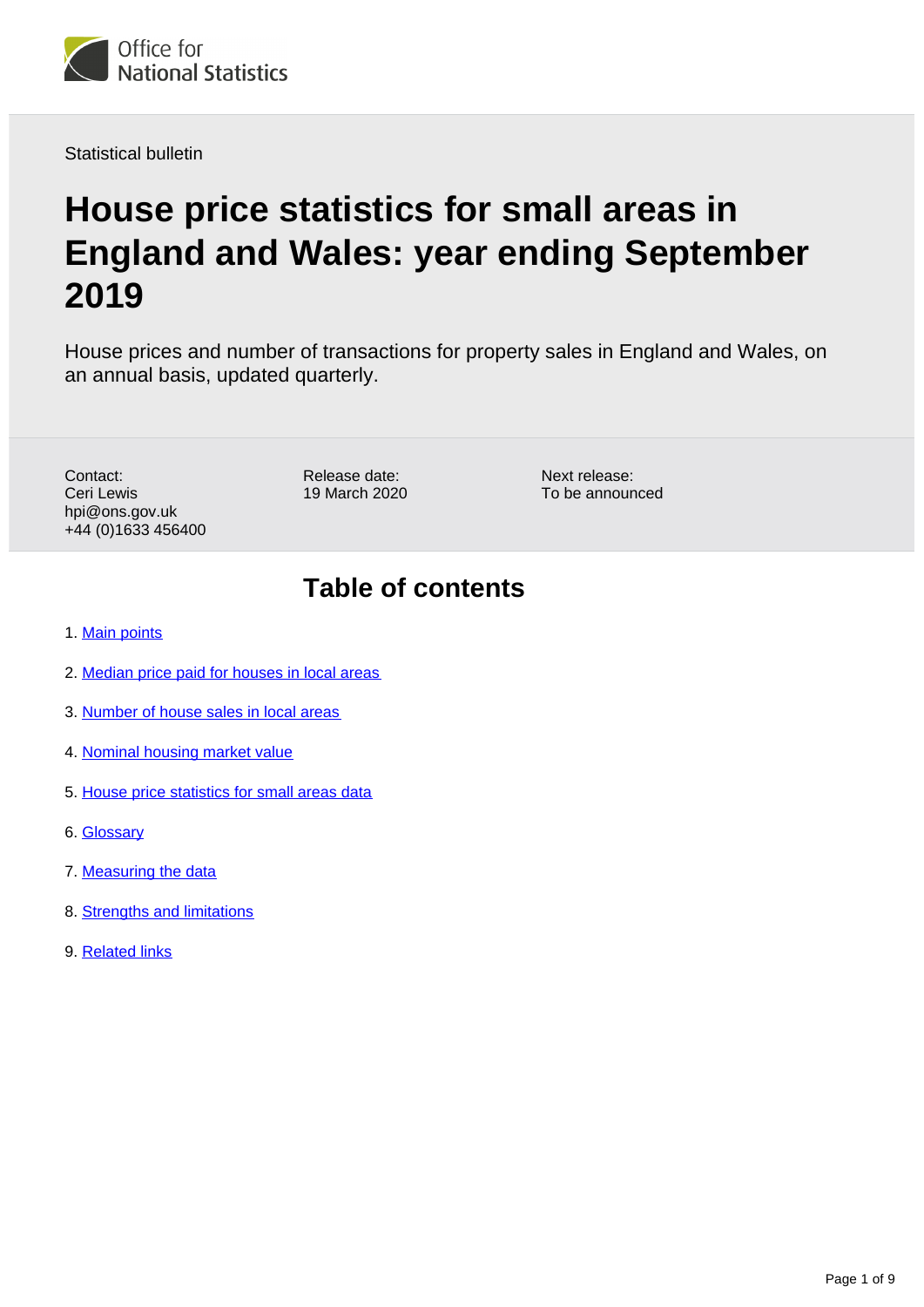Office for National Statistics

Statistical bulletin

# House price statistics for small areas in England and Wales: year ending September 2019

House prices and number of transactions for property sales in England and Wales, on an annual basis, updated quarterly.

Contact:
Ceri Lewis
hpi@ons.gov.uk
+44 (0)1633 456400

Release date:
19 March 2020

Next release:
To be announced

## Table of contents

1. Main points
2. Median price paid for houses in local areas
3. Number of house sales in local areas
4. Nominal housing market value
5. House price statistics for small areas data
6. Glossary
7. Measuring the data
8. Strengths and limitations
9. Related links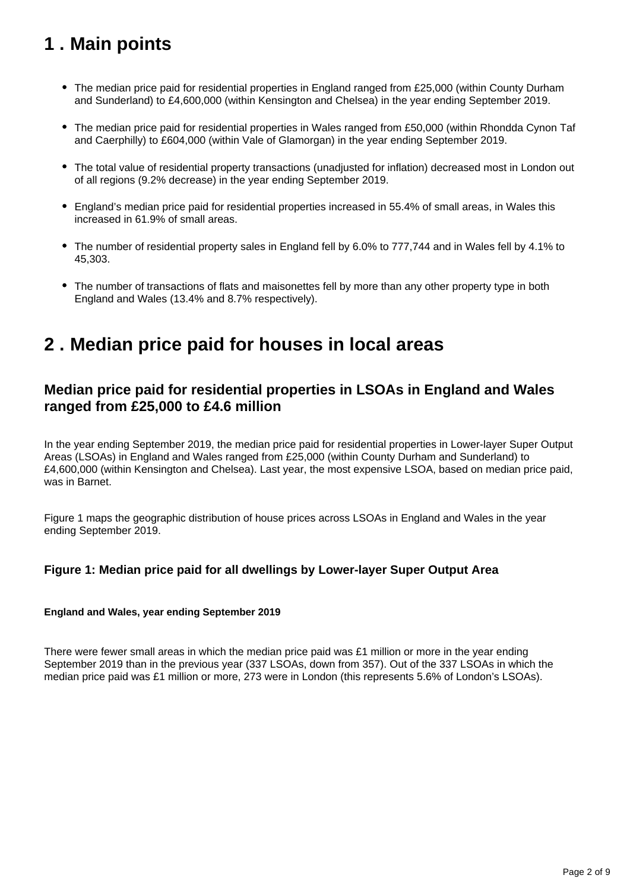# 1 . Main points

- The median price paid for residential properties in England ranged from £25,000 (within County Durham and Sunderland) to £4,600,000 (within Kensington and Chelsea) in the year ending September 2019.
- The median price paid for residential properties in Wales ranged from £50,000 (within Rhondda Cynon Taf and Caerphilly) to £604,000 (within Vale of Glamorgan) in the year ending September 2019.
- The total value of residential property transactions (unadjusted for inflation) decreased most in London out of all regions (9.2% decrease) in the year ending September 2019.
- England's median price paid for residential properties increased in 55.4% of small areas, in Wales this increased in 61.9% of small areas.
- The number of residential property sales in England fell by 6.0% to 777,744 and in Wales fell by 4.1% to 45,303.
- The number of transactions of flats and maisonettes fell by more than any other property type in both England and Wales (13.4% and 8.7% respectively).

# 2 . Median price paid for houses in local areas

## Median price paid for residential properties in LSOAs in England and Wales ranged from £25,000 to £4.6 million

In the year ending September 2019, the median price paid for residential properties in Lower-layer Super Output Areas (LSOAs) in England and Wales ranged from £25,000 (within County Durham and Sunderland) to £4,600,000 (within Kensington and Chelsea). Last year, the most expensive LSOA, based on median price paid, was in Barnet.

Figure 1 maps the geographic distribution of house prices across LSOAs in England and Wales in the year ending September 2019.

### Figure 1: Median price paid for all dwellings by Lower-layer Super Output Area

**England and Wales, year ending September 2019**

There were fewer small areas in which the median price paid was £1 million or more in the year ending September 2019 than in the previous year (337 LSOAs, down from 357). Out of the 337 LSOAs in which the median price paid was £1 million or more, 273 were in London (this represents 5.6% of London's LSOAs).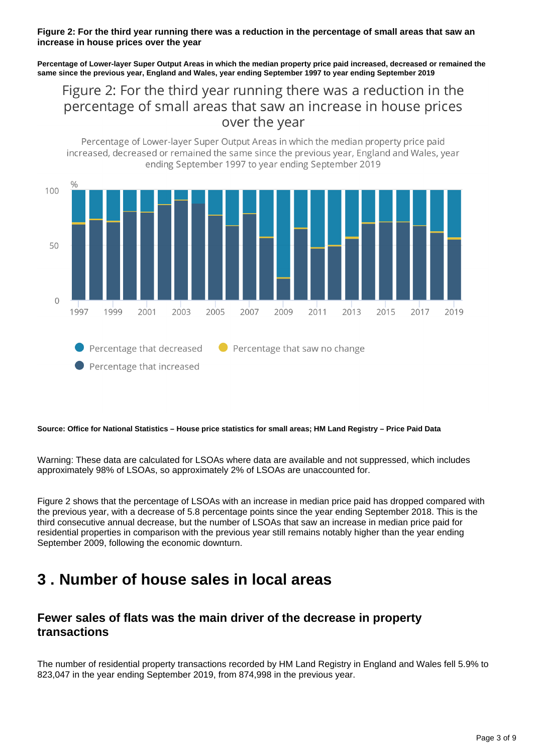**Figure 2: For the third year running there was a reduction in the percentage of small areas that saw an increase in house prices over the year**

**Percentage of Lower-layer Super Output Areas in which the median property price paid increased, decreased or remained the same since the previous year, England and Wales, year ending September 1997 to year ending September 2019**

**Source: Office for National Statistics – House price statistics for small areas; HM Land Registry – Price Paid Data**

Warning: These data are calculated for LSOAs where data are available and not suppressed, which includes approximately 98% of LSOAs, so approximately 2% of LSOAs are unaccounted for.

Figure 2 shows that the percentage of LSOAs with an increase in median price paid has dropped compared with the previous year, with a decrease of 5.8 percentage points since the year ending September 2018. This is the third consecutive annual decrease, but the number of LSOAs that saw an increase in median price paid for residential properties in comparison with the previous year still remains notably higher than the year ending September 2009, following the economic downturn.

# 3 . Number of house sales in local areas

## Fewer sales of flats was the main driver of the decrease in property transactions

The number of residential property transactions recorded by HM Land Registry in England and Wales fell 5.9% to 823,047 in the year ending September 2019, from 874,998 in the previous year.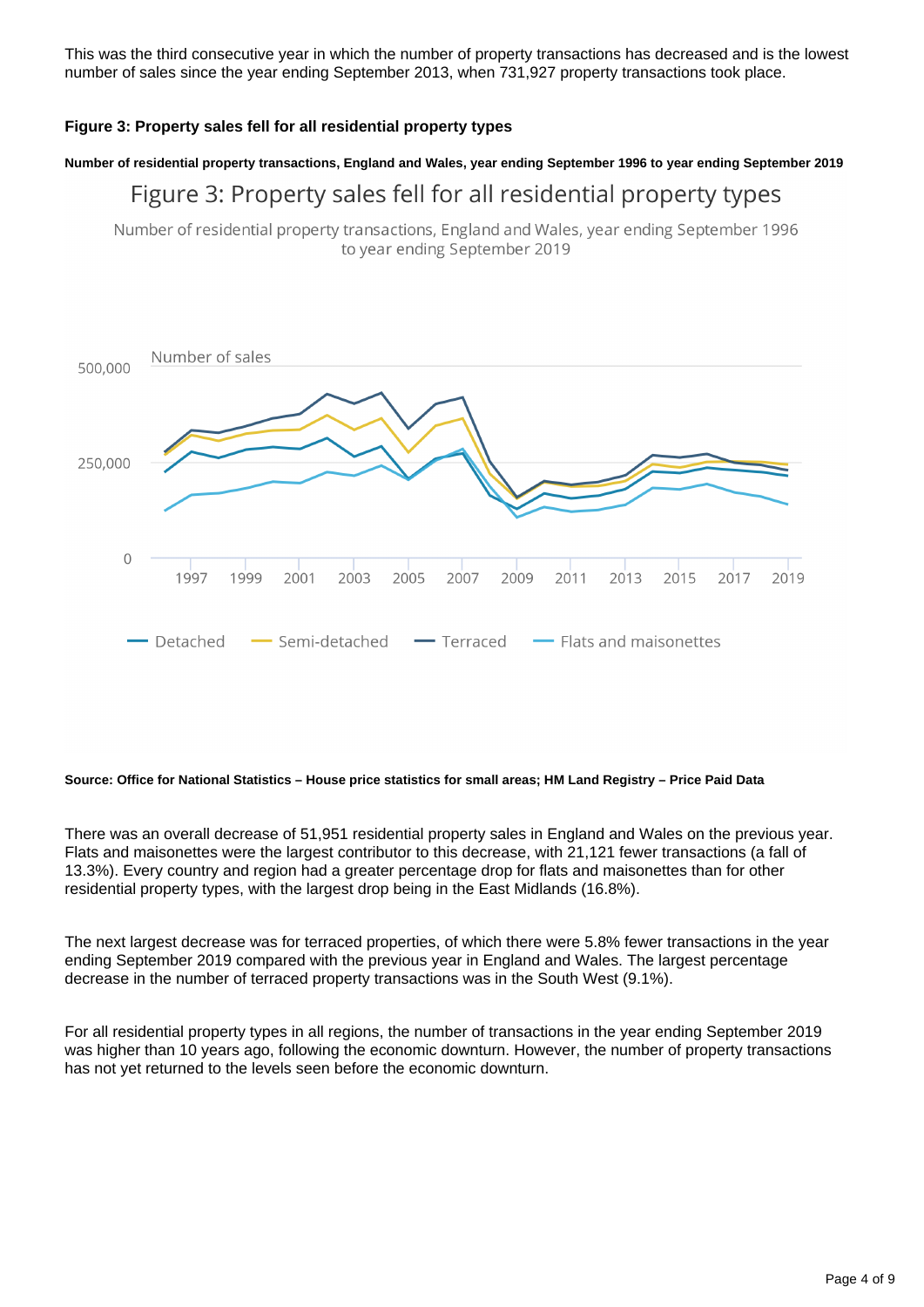This was the third consecutive year in which the number of property transactions has decreased and is the lowest number of sales since the year ending September 2013, when 731,927 property transactions took place.

#### Figure 3: Property sales fell for all residential property types

###### Number of residential property transactions, England and Wales, year ending September 1996 to year ending September 2019

###### Source: Office for National Statistics – House price statistics for small areas; HM Land Registry – Price Paid Data

There was an overall decrease of 51,951 residential property sales in England and Wales on the previous year. Flats and maisonettes were the largest contributor to this decrease, with 21,121 fewer transactions (a fall of 13.3%). Every country and region had a greater percentage drop for flats and maisonettes than for other residential property types, with the largest drop being in the East Midlands (16.8%).

The next largest decrease was for terraced properties, of which there were 5.8% fewer transactions in the year ending September 2019 compared with the previous year in England and Wales. The largest percentage decrease in the number of terraced property transactions was in the South West (9.1%).

For all residential property types in all regions, the number of transactions in the year ending September 2019 was higher than 10 years ago, following the economic downturn. However, the number of property transactions has not yet returned to the levels seen before the economic downturn.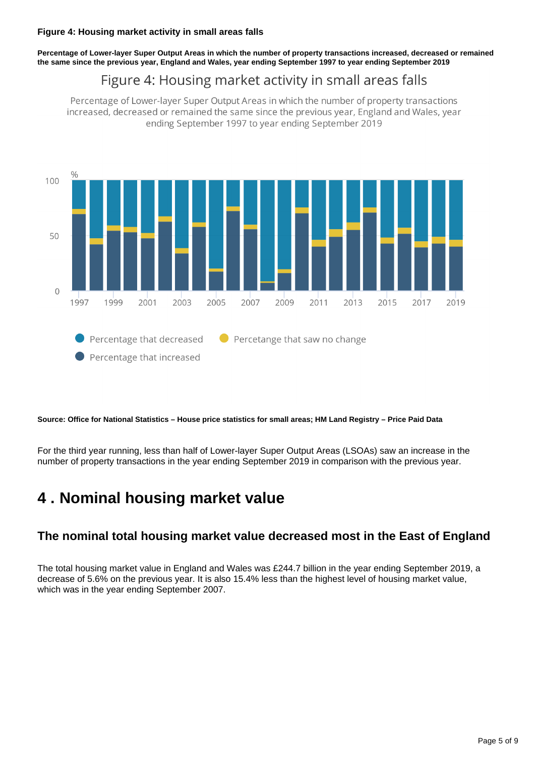**Figure 4: Housing market activity in small areas falls**

**Percentage of Lower-layer Super Output Areas in which the number of property transactions increased, decreased or remained the same since the previous year, England and Wales, year ending September 1997 to year ending September 2019**

Figure 4: Housing market activity in small areas falls

Percentage of Lower-layer Super Output Areas in which the number of property transactions increased, decreased or remained the same since the previous year, England and Wales, year ending September 1997 to year ending September 2019

**Source: Office for National Statistics – House price statistics for small areas; HM Land Registry – Price Paid Data**

For the third year running, less than half of Lower-layer Super Output Areas (LSOAs) saw an increase in the number of property transactions in the year ending September 2019 in comparison with the previous year.

# 4 . Nominal housing market value

## The nominal total housing market value decreased most in the East of England

The total housing market value in England and Wales was £244.7 billion in the year ending September 2019, a decrease of 5.6% on the previous year. It is also 15.4% less than the highest level of housing market value, which was in the year ending September 2007.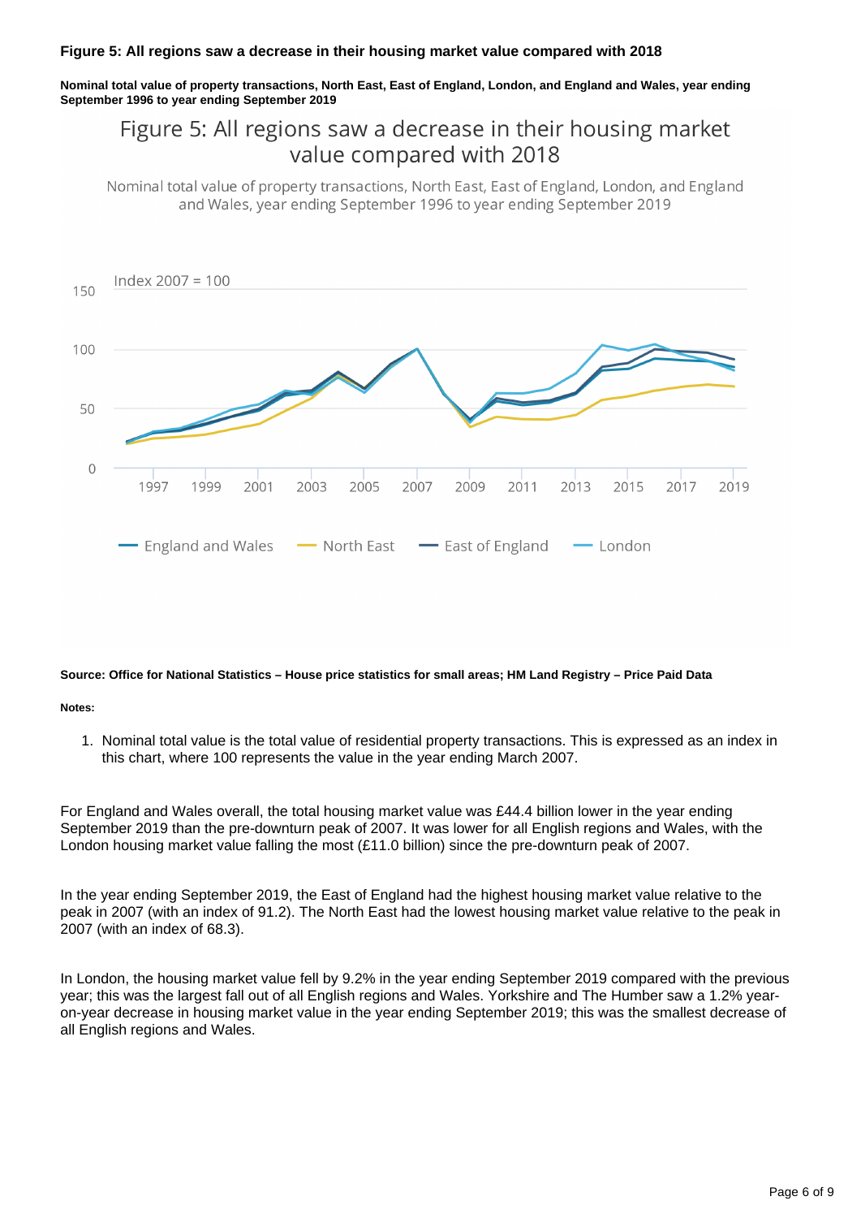**Figure 5: All regions saw a decrease in their housing market value compared with 2018**

**Nominal total value of property transactions, North East, East of England, London, and England and Wales, year ending September 1996 to year ending September 2019**

**Source: Office for National Statistics – House price statistics for small areas; HM Land Registry – Price Paid Data**

**Notes:**

1. Nominal total value is the total value of residential property transactions. This is expressed as an index in this chart, where 100 represents the value in the year ending March 2007.

For England and Wales overall, the total housing market value was £44.4 billion lower in the year ending September 2019 than the pre-downturn peak of 2007. It was lower for all English regions and Wales, with the London housing market value falling the most (£11.0 billion) since the pre-downturn peak of 2007.

In the year ending September 2019, the East of England had the highest housing market value relative to the peak in 2007 (with an index of 91.2). The North East had the lowest housing market value relative to the peak in 2007 (with an index of 68.3).

In London, the housing market value fell by 9.2% in the year ending September 2019 compared with the previous year; this was the largest fall out of all English regions and Wales. Yorkshire and The Humber saw a 1.2% year-on-year decrease in housing market value in the year ending September 2019; this was the smallest decrease of all English regions and Wales.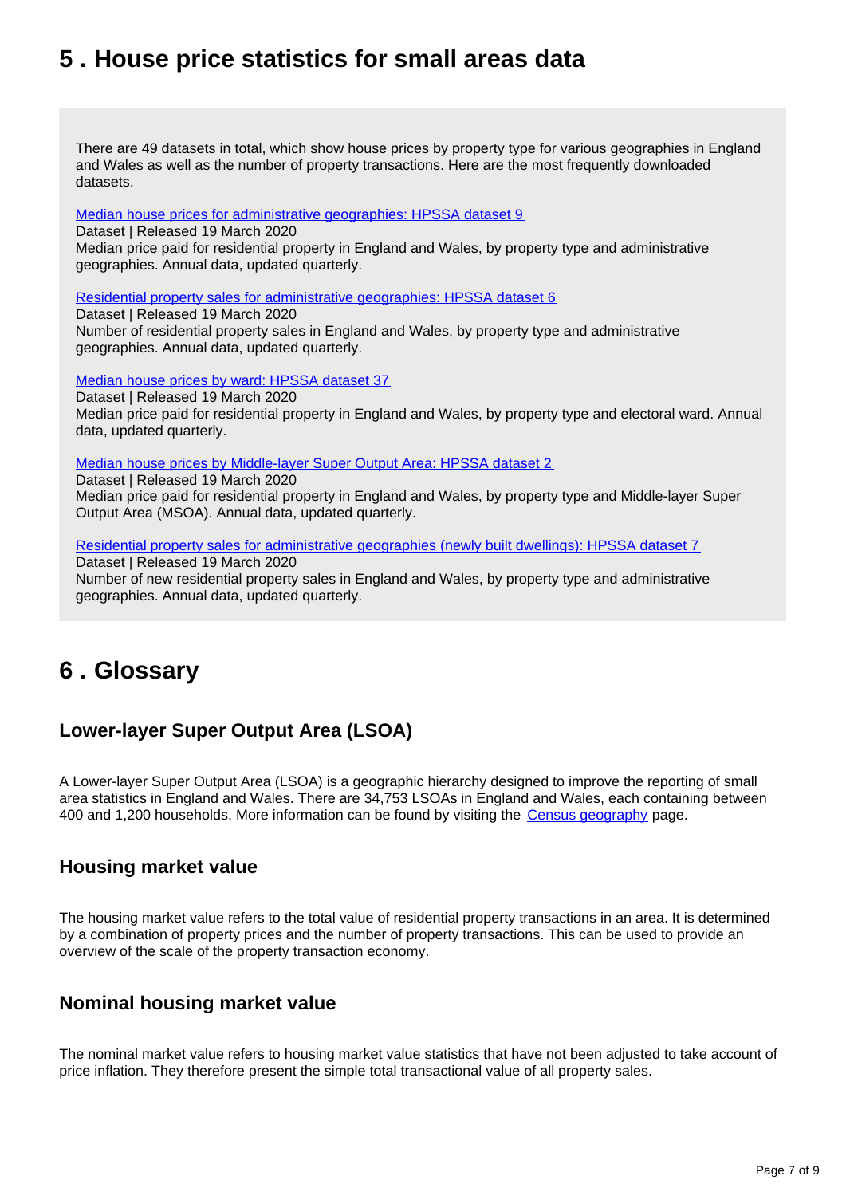## 5 . House price statistics for small areas data

There are 49 datasets in total, which show house prices by property type for various geographies in England and Wales as well as the number of property transactions. Here are the most frequently downloaded datasets.

[Median house prices for administrative geographies: HPSSA dataset 9](#)
Dataset | Released 19 March 2020
Median price paid for residential property in England and Wales, by property type and administrative geographies. Annual data, updated quarterly.

[Residential property sales for administrative geographies: HPSSA dataset 6](#)
Dataset | Released 19 March 2020
Number of residential property sales in England and Wales, by property type and administrative geographies. Annual data, updated quarterly.

[Median house prices by ward: HPSSA dataset 37](#)
Dataset | Released 19 March 2020
Median price paid for residential property in England and Wales, by property type and electoral ward. Annual data, updated quarterly.

[Median house prices by Middle-layer Super Output Area: HPSSA dataset 2](#)
Dataset | Released 19 March 2020
Median price paid for residential property in England and Wales, by property type and Middle-layer Super Output Area (MSOA). Annual data, updated quarterly.

[Residential property sales for administrative geographies (newly built dwellings): HPSSA dataset 7](#)
Dataset | Released 19 March 2020
Number of new residential property sales in England and Wales, by property type and administrative geographies. Annual data, updated quarterly.

## 6 . Glossary

### Lower-layer Super Output Area (LSOA)

A Lower-layer Super Output Area (LSOA) is a geographic hierarchy designed to improve the reporting of small area statistics in England and Wales. There are 34,753 LSOAs in England and Wales, each containing between 400 and 1,200 households. More information can be found by visiting the [Census geography](#) page.

### Housing market value

The housing market value refers to the total value of residential property transactions in an area. It is determined by a combination of property prices and the number of property transactions. This can be used to provide an overview of the scale of the property transaction economy.

### Nominal housing market value

The nominal market value refers to housing market value statistics that have not been adjusted to take account of price inflation. They therefore present the simple total transactional value of all property sales.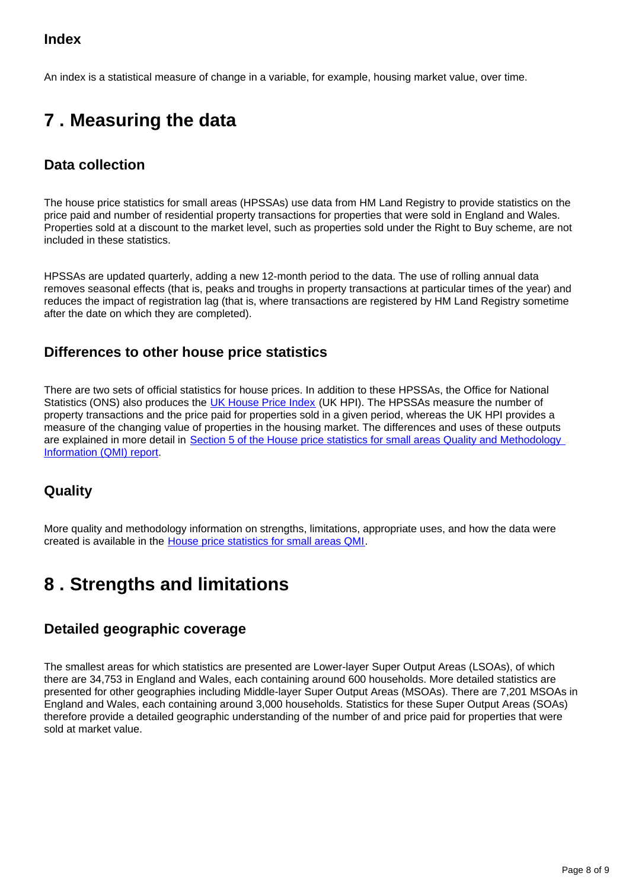### Index

An index is a statistical measure of change in a variable, for example, housing market value, over time.

## 7 . Measuring the data

### Data collection

The house price statistics for small areas (HPSSAs) use data from HM Land Registry to provide statistics on the price paid and number of residential property transactions for properties that were sold in England and Wales. Properties sold at a discount to the market level, such as properties sold under the Right to Buy scheme, are not included in these statistics.

HPSSAs are updated quarterly, adding a new 12-month period to the data. The use of rolling annual data removes seasonal effects (that is, peaks and troughs in property transactions at particular times of the year) and reduces the impact of registration lag (that is, where transactions are registered by HM Land Registry sometime after the date on which they are completed).

### Differences to other house price statistics

There are two sets of official statistics for house prices. In addition to these HPSSAs, the Office for National Statistics (ONS) also produces the [UK House Price Index] (UK HPI). The HPSSAs measure the number of property transactions and the price paid for properties sold in a given period, whereas the UK HPI provides a measure of the changing value of properties in the housing market. The differences and uses of these outputs are explained in more detail in [Section 5 of the House price statistics for small areas Quality and Methodology Information (QMI) report].

### Quality

More quality and methodology information on strengths, limitations, appropriate uses, and how the data were created is available in the [House price statistics for small areas QMI].

## 8 . Strengths and limitations

### Detailed geographic coverage

The smallest areas for which statistics are presented are Lower-layer Super Output Areas (LSOAs), of which there are 34,753 in England and Wales, each containing around 600 households. More detailed statistics are presented for other geographies including Middle-layer Super Output Areas (MSOAs). There are 7,201 MSOAs in England and Wales, each containing around 3,000 households. Statistics for these Super Output Areas (SOAs) therefore provide a detailed geographic understanding of the number of and price paid for properties that were sold at market value.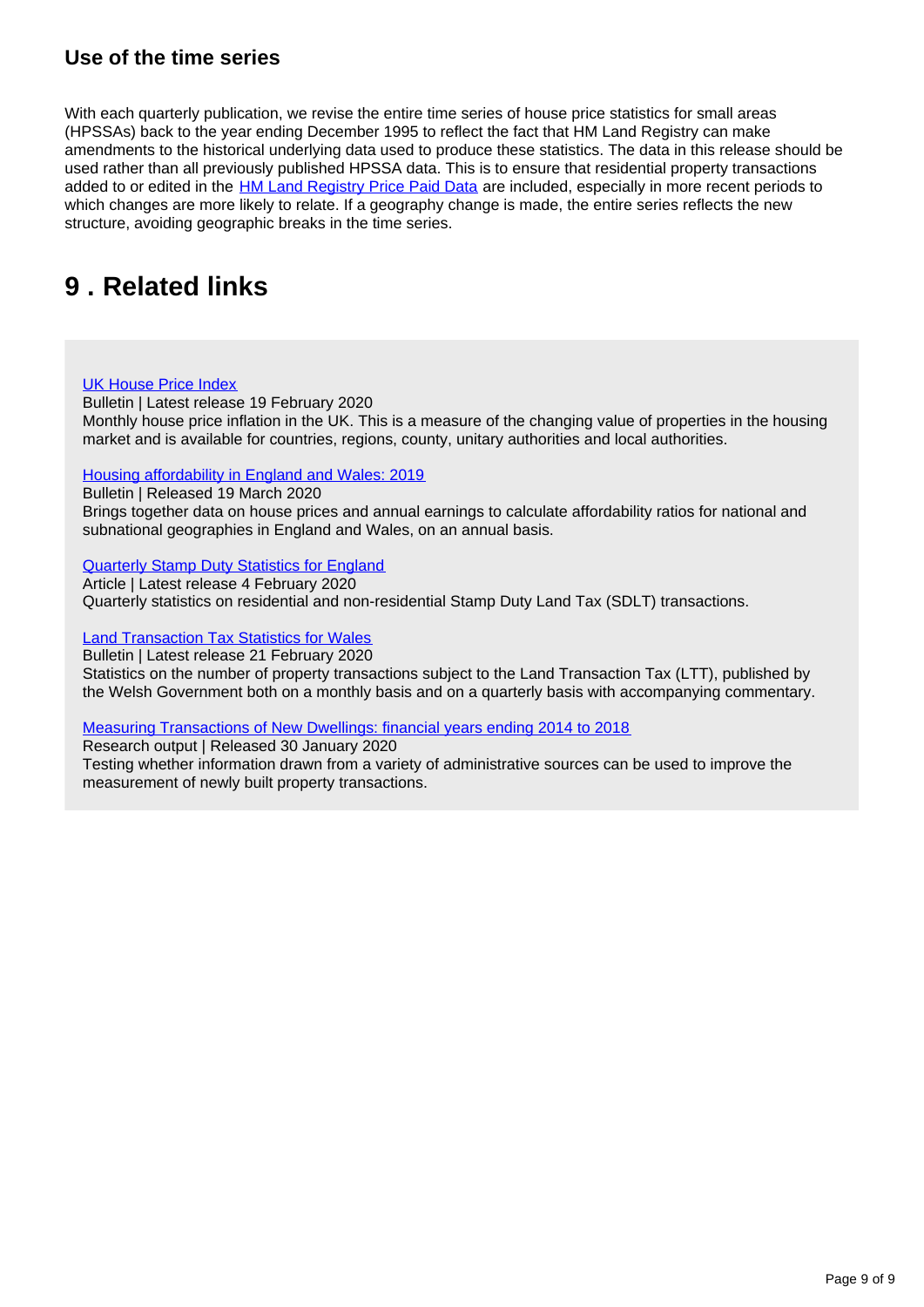### Use of the time series

With each quarterly publication, we revise the entire time series of house price statistics for small areas (HPSSAs) back to the year ending December 1995 to reflect the fact that HM Land Registry can make amendments to the historical underlying data used to produce these statistics. The data in this release should be used rather than all previously published HPSSA data. This is to ensure that residential property transactions added to or edited in the HM Land Registry Price Paid Data are included, especially in more recent periods to which changes are more likely to relate. If a geography change is made, the entire series reflects the new structure, avoiding geographic breaks in the time series.

## 9 . Related links

UK House Price Index
Bulletin | Latest release 19 February 2020
Monthly house price inflation in the UK. This is a measure of the changing value of properties in the housing market and is available for countries, regions, county, unitary authorities and local authorities.

Housing affordability in England and Wales: 2019
Bulletin | Released 19 March 2020
Brings together data on house prices and annual earnings to calculate affordability ratios for national and subnational geographies in England and Wales, on an annual basis.

Quarterly Stamp Duty Statistics for England
Article | Latest release 4 February 2020
Quarterly statistics on residential and non-residential Stamp Duty Land Tax (SDLT) transactions.

Land Transaction Tax Statistics for Wales
Bulletin | Latest release 21 February 2020
Statistics on the number of property transactions subject to the Land Transaction Tax (LTT), published by the Welsh Government both on a monthly basis and on a quarterly basis with accompanying commentary.

Measuring Transactions of New Dwellings: financial years ending 2014 to 2018
Research output | Released 30 January 2020
Testing whether information drawn from a variety of administrative sources can be used to improve the measurement of newly built property transactions.